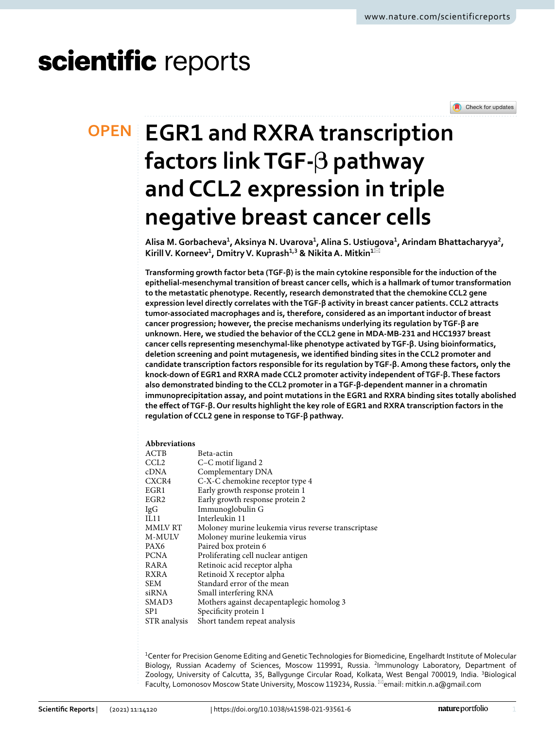# EGR1 and RXRA transcription factors link TGF-β pathway and CCL2 expression in triple negative breast cancer cells

Alisa M. Gorbacheva[1], Aksinya N. Uvarova[1], Alina S. Ustiugova[1], Arindam Bhattacharyya[2], Kirill V. Korneev[1], Dmitry V. Kuprash[1,3] & Nikita A. Mitkin[1]✉

**Transforming growth factor beta (TGF-β) is the main cytokine responsible for the induction of the epithelial-mesenchymal transition of breast cancer cells, which is a hallmark of tumor transformation to the metastatic phenotype. Recently, research demonstrated that the chemokine CCL2 gene expression level directly correlates with the TGF-β activity in breast cancer patients. CCL2 attracts tumor-associated macrophages and is, therefore, considered as an important inductor of breast cancer progression; however, the precise mechanisms underlying its regulation by TGF-β are unknown. Here, we studied the behavior of the CCL2 gene in MDA-MB-231 and HCC1937 breast cancer cells representing mesenchymal-like phenotype activated by TGF-β. Using bioinformatics, deletion screening and point mutagenesis, we identified binding sites in the CCL2 promoter and candidate transcription factors responsible for its regulation by TGF-β. Among these factors, only the knock-down of EGR1 and RXRA made CCL2 promoter activity independent of TGF-β. These factors also demonstrated binding to the CCL2 promoter in a TGF-β-dependent manner in a chromatin immunoprecipitation assay, and point mutations in the EGR1 and RXRA binding sites totally abolished the effect of TGF-β. Our results highlight the key role of EGR1 and RXRA transcription factors in the regulation of CCL2 gene in response to TGF-β pathway.**

## Abbreviations

| | |
|---|---|
| ACTB | Beta-actin |
| CCL2 | C–C motif ligand 2 |
| cDNA | Complementary DNA |
| CXCR4 | C-X-C chemokine receptor type 4 |
| EGR1 | Early growth response protein 1 |
| EGR2 | Early growth response protein 2 |
| IgG | Immunoglobulin G |
| IL11 | Interleukin 11 |
| MMLV RT | Moloney murine leukemia virus reverse transcriptase |
| M-MULV | Moloney murine leukemia virus |
| PAX6 | Paired box protein 6 |
| PCNA | Proliferating cell nuclear antigen |
| RARA | Retinoic acid receptor alpha |
| RXRA | Retinoid X receptor alpha |
| SEM | Standard error of the mean |
| siRNA | Small interfering RNA |
| SMAD3 | Mothers against decapentaplegic homolog 3 |
| SP1 | Specificity protein 1 |
| STR analysis | Short tandem repeat analysis |

[1]Center for Precision Genome Editing and Genetic Technologies for Biomedicine, Engelhardt Institute of Molecular Biology, Russian Academy of Sciences, Moscow 119991, Russia. [2]Immunology Laboratory, Department of Zoology, University of Calcutta, 35, Ballygunge Circular Road, Kolkata, West Bengal 700019, India. [3]Biological Faculty, Lomonosov Moscow State University, Moscow 119234, Russia. ✉email: mitkin.n.a@gmail.com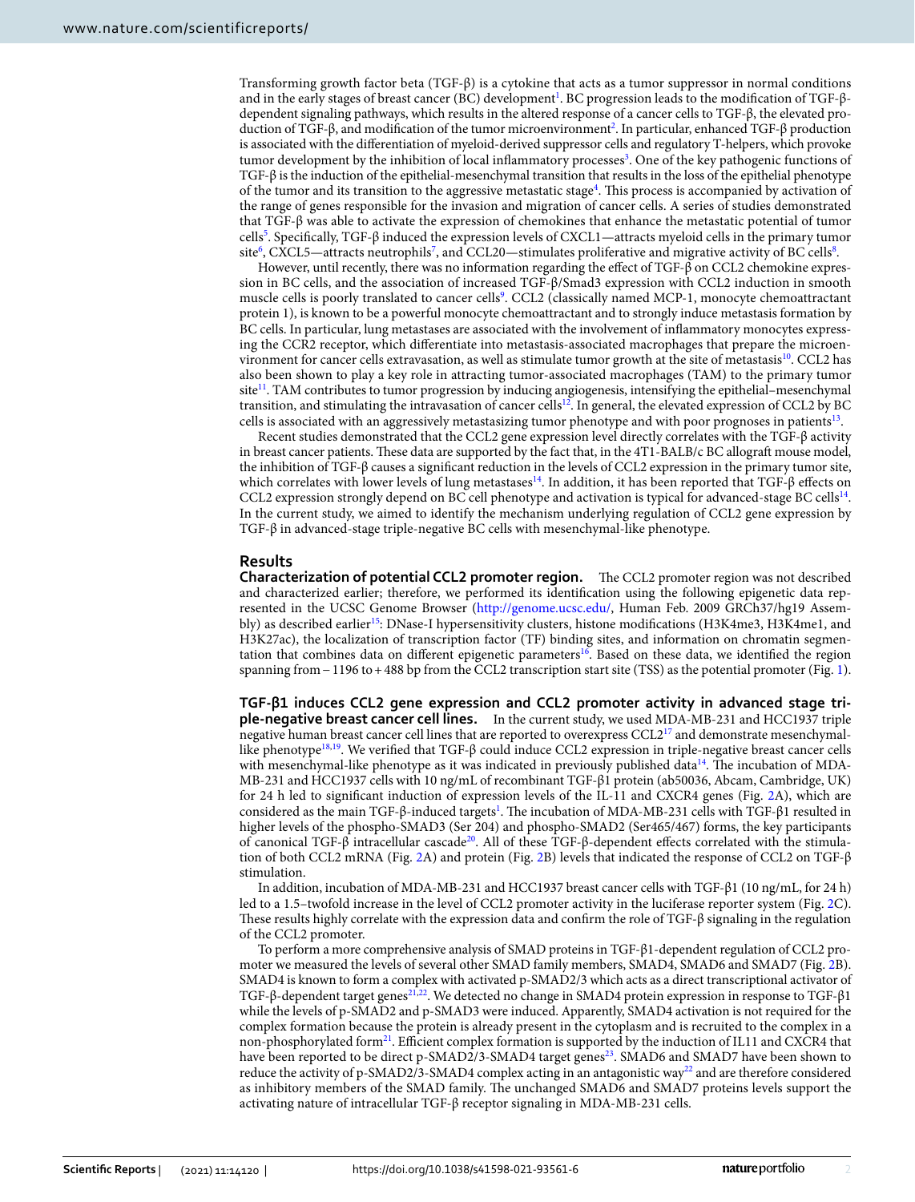Transforming growth factor beta (TGF-β) is a cytokine that acts as a tumor suppressor in normal conditions and in the early stages of breast cancer (BC) development[1]. BC progression leads to the modification of TGF-β-dependent signaling pathways, which results in the altered response of a cancer cells to TGF-β, the elevated production of TGF-β, and modification of the tumor microenvironment[2]. In particular, enhanced TGF-β production is associated with the differentiation of myeloid-derived suppressor cells and regulatory T-helpers, which provoke tumor development by the inhibition of local inflammatory processes[3]. One of the key pathogenic functions of TGF-β is the induction of the epithelial-mesenchymal transition that results in the loss of the epithelial phenotype of the tumor and its transition to the aggressive metastatic stage[4]. This process is accompanied by activation of the range of genes responsible for the invasion and migration of cancer cells. A series of studies demonstrated that TGF-β was able to activate the expression of chemokines that enhance the metastatic potential of tumor cells[5]. Specifically, TGF-β induced the expression levels of CXCL1—attracts myeloid cells in the primary tumor site[6], CXCL5—attracts neutrophils[7], and CCL20—stimulates proliferative and migrative activity of BC cells[8].

However, until recently, there was no information regarding the effect of TGF-β on CCL2 chemokine expression in BC cells, and the association of increased TGF-β/Smad3 expression with CCL2 induction in smooth muscle cells is poorly translated to cancer cells[9]. CCL2 (classically named MCP-1, monocyte chemoattractant protein 1), is known to be a powerful monocyte chemoattractant and to strongly induce metastasis formation by BC cells. In particular, lung metastases are associated with the involvement of inflammatory monocytes expressing the CCR2 receptor, which differentiate into metastasis-associated macrophages that prepare the microenvironment for cancer cells extravasation, as well as stimulate tumor growth at the site of metastasis[10]. CCL2 has also been shown to play a key role in attracting tumor-associated macrophages (TAM) to the primary tumor site[11]. TAM contributes to tumor progression by inducing angiogenesis, intensifying the epithelial–mesenchymal transition, and stimulating the intravasation of cancer cells[12]. In general, the elevated expression of CCL2 by BC cells is associated with an aggressively metastasizing tumor phenotype and with poor prognoses in patients[13].

Recent studies demonstrated that the CCL2 gene expression level directly correlates with the TGF-β activity in breast cancer patients. These data are supported by the fact that, in the 4T1-BALB/c BC allograft mouse model, the inhibition of TGF-β causes a significant reduction in the levels of CCL2 expression in the primary tumor site, which correlates with lower levels of lung metastases[14]. In addition, it has been reported that TGF-β effects on CCL2 expression strongly depend on BC cell phenotype and activation is typical for advanced-stage BC cells[14]. In the current study, we aimed to identify the mechanism underlying regulation of CCL2 gene expression by TGF-β in advanced-stage triple-negative BC cells with mesenchymal-like phenotype.

## Results

**Characterization of potential CCL2 promoter region.** The CCL2 promoter region was not described and characterized earlier; therefore, we performed its identification using the following epigenetic data represented in the UCSC Genome Browser (http://genome.ucsc.edu/, Human Feb. 2009 GRCh37/hg19 Assembly) as described earlier[15]: DNase-I hypersensitivity clusters, histone modifications (H3K4me3, H3K4me1, and H3K27ac), the localization of transcription factor (TF) binding sites, and information on chromatin segmentation that combines data on different epigenetic parameters[16]. Based on these data, we identified the region spanning from −1196 to +488 bp from the CCL2 transcription start site (TSS) as the potential promoter (Fig. 1).

**TGF-β1 induces CCL2 gene expression and CCL2 promoter activity in advanced stage triple-negative breast cancer cell lines.** In the current study, we used MDA-MB-231 and HCC1937 triple negative human breast cancer cell lines that are reported to overexpress CCL2[17] and demonstrate mesenchymal-like phenotype[18,19]. We verified that TGF-β could induce CCL2 expression in triple-negative breast cancer cells with mesenchymal-like phenotype as it was indicated in previously published data[14]. The incubation of MDA-MB-231 and HCC1937 cells with 10 ng/mL of recombinant TGF-β1 protein (ab50036, Abcam, Cambridge, UK) for 24 h led to significant induction of expression levels of the IL-11 and CXCR4 genes (Fig. 2A), which are considered as the main TGF-β-induced targets[1]. The incubation of MDA-MB-231 cells with TGF-β1 resulted in higher levels of the phospho-SMAD3 (Ser 204) and phospho-SMAD2 (Ser465/467) forms, the key participants of canonical TGF-β intracellular cascade[20]. All of these TGF-β-dependent effects correlated with the stimulation of both CCL2 mRNA (Fig. 2A) and protein (Fig. 2B) levels that indicated the response of CCL2 on TGF-β stimulation.

In addition, incubation of MDA-MB-231 and HCC1937 breast cancer cells with TGF-β1 (10 ng/mL, for 24 h) led to a 1.5–twofold increase in the level of CCL2 promoter activity in the luciferase reporter system (Fig. 2C). These results highly correlate with the expression data and confirm the role of TGF-β signaling in the regulation of the CCL2 promoter.

To perform a more comprehensive analysis of SMAD proteins in TGF-β1-dependent regulation of CCL2 promoter we measured the levels of several other SMAD family members, SMAD4, SMAD6 and SMAD7 (Fig. 2B). SMAD4 is known to form a complex with activated p-SMAD2/3 which acts as a direct transcriptional activator of TGF-β-dependent target genes[21,22]. We detected no change in SMAD4 protein expression in response to TGF-β1 while the levels of p-SMAD2 and p-SMAD3 were induced. Apparently, SMAD4 activation is not required for the complex formation because the protein is already present in the cytoplasm and is recruited to the complex in a non-phosphorylated form[21]. Efficient complex formation is supported by the induction of IL11 and CXCR4 that have been reported to be direct p-SMAD2/3-SMAD4 target genes[23]. SMAD6 and SMAD7 have been shown to reduce the activity of p-SMAD2/3-SMAD4 complex acting in an antagonistic way[22] and are therefore considered as inhibitory members of the SMAD family. The unchanged SMAD6 and SMAD7 proteins levels support the activating nature of intracellular TGF-β receptor signaling in MDA-MB-231 cells.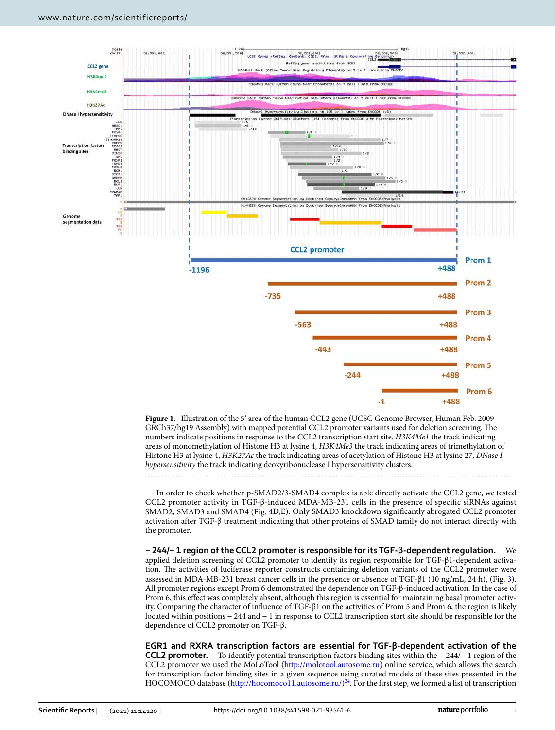**Figure 1.** Illustration of the 5′ area of the human CCL2 gene (UCSC Genome Browser, Human Feb. 2009 GRCh37/hg19 Assembly) with mapped potential CCL2 promoter variants used for deletion screening. The numbers indicate positions in response to the CCL2 transcription start site. *H3K4Me1* the track indicating areas of monomethylation of Histone H3 at lysine 4, *H3K4Me3* the track indicating areas of trimethylation of Histone H3 at lysine 4, *H3K27Ac* the track indicating areas of acetylation of Histone H3 at lysine 27, *DNase I hypersensitivity* the track indicating deoxyribonuclease I hypersensitivity clusters.

In order to check whether p-SMAD2/3-SMAD4 complex is able directly activate the CCL2 gene, we tested CCL2 promoter activity in TGF-β-induced MDA-MB-231 cells in the presence of specific siRNAs against SMAD2, SMAD3 and SMAD4 (Fig. 4D,E). Only SMAD3 knockdown significantly abrogated CCL2 promoter activation after TGF-β treatment indicating that other proteins of SMAD family do not interact directly with the promoter.

**– 244/– 1 region of the CCL2 promoter is responsible for its TGF-β-dependent regulation.** We applied deletion screening of CCL2 promoter to identify its region responsible for TGF-β1-dependent activation. The activities of luciferase reporter constructs containing deletion variants of the CCL2 promoter were assessed in MDA-MB-231 breast cancer cells in the presence or absence of TGF-β1 (10 ng/mL, 24 h), (Fig. 3). All promoter regions except Prom 6 demonstrated the dependence on TGF-β-induced activation. In the case of Prom 6, this effect was completely absent, although this region is essential for maintaining basal promoter activity. Comparing the character of influence of TGF-β1 on the activities of Prom 5 and Prom 6, the region is likely located within positions – 244 and – 1 in response to CCL2 transcription start site should be responsible for the dependence of CCL2 promoter on TGF-β.

**EGR1 and RXRA transcription factors are essential for TGF-β-dependent activation of the CCL2 promoter.** To identify potential transcription factors binding sites within the – 244/– 1 region of the CCL2 promoter we used the MoLoTool (http://molotool.autosome.ru) online service, which allows the search for transcription factor binding sites in a given sequence using curated models of these sites presented in the HOCOMOCO database (http://hocomoco11.autosome.ru/)[24]. For the first step, we formed a list of transcription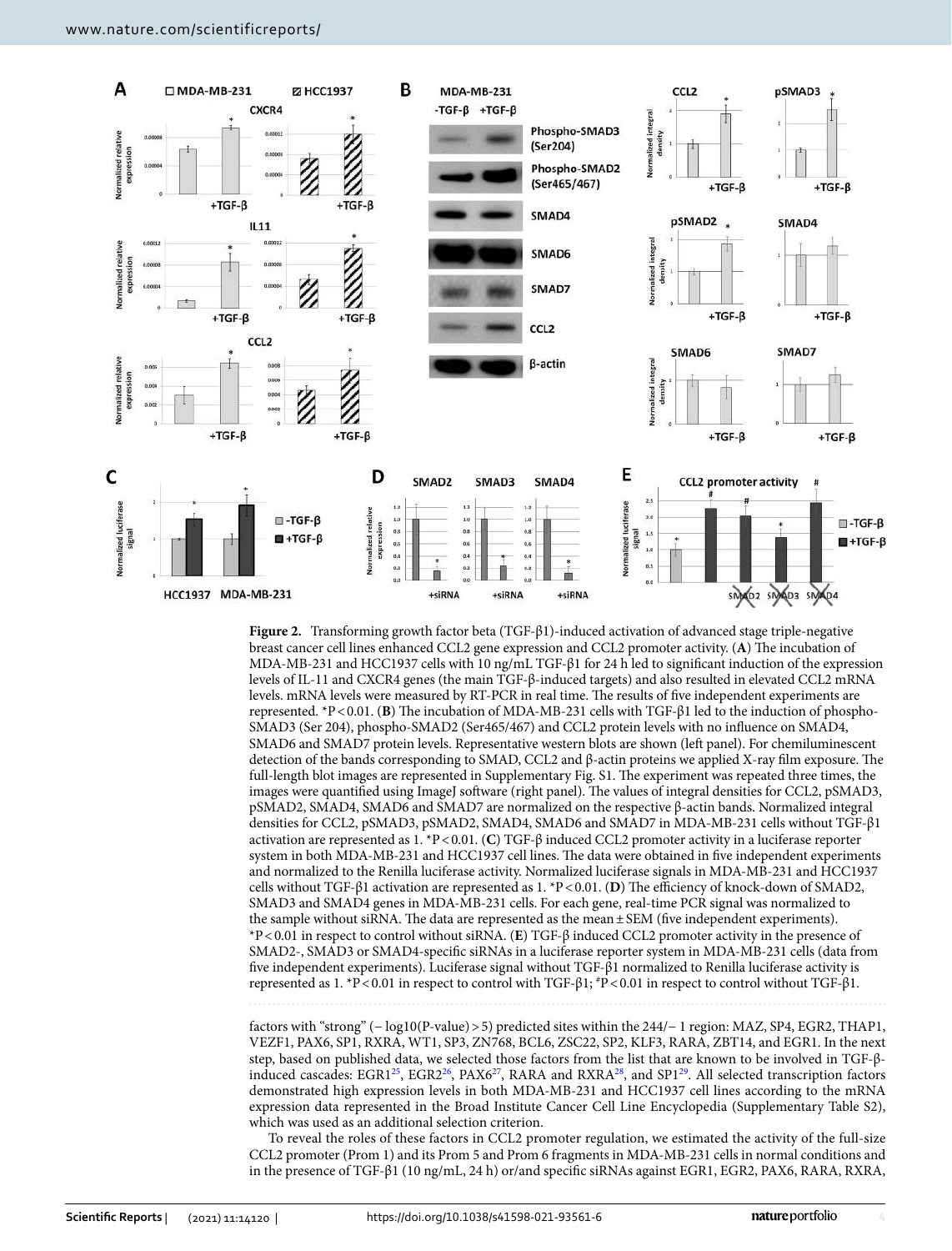**Figure 2.** Transforming growth factor beta (TGF-β1)-induced activation of advanced stage triple-negative breast cancer cell lines enhanced CCL2 gene expression and CCL2 promoter activity. (**A**) The incubation of MDA-MB-231 and HCC1937 cells with 10 ng/mL TGF-β1 for 24 h led to significant induction of the expression levels of IL-11 and CXCR4 genes (the main TGF-β-induced targets) and also resulted in elevated CCL2 mRNA levels. mRNA levels were measured by RT-PCR in real time. The results of five independent experiments are represented. *P < 0.01. (**B**) The incubation of MDA-MB-231 cells with TGF-β1 led to the induction of phospho-SMAD3 (Ser 204), phospho-SMAD2 (Ser465/467) and CCL2 protein levels with no influence on SMAD4, SMAD6 and SMAD7 protein levels. Representative western blots are shown (left panel). For chemiluminescent detection of the bands corresponding to SMAD, CCL2 and β-actin proteins we applied X-ray film exposure. The full-length blot images are represented in Supplementary Fig. S1. The experiment was repeated three times, the images were quantified using ImageJ software (right panel). The values of integral densities for CCL2, pSMAD3, pSMAD2, SMAD4, SMAD6 and SMAD7 are normalized on the respective β-actin bands. Normalized integral densities for CCL2, pSMAD3, pSMAD2, SMAD4, SMAD6 and SMAD7 in MDA-MB-231 cells without TGF-β1 activation are represented as 1. *P < 0.01. (**C**) TGF-β induced CCL2 promoter activity in a luciferase reporter system in both MDA-MB-231 and HCC1937 cell lines. The data were obtained in five independent experiments and normalized to the Renilla luciferase activity. Normalized luciferase signals in MDA-MB-231 and HCC1937 cells without TGF-β1 activation are represented as 1. *P < 0.01. (**D**) The efficiency of knock-down of SMAD2, SMAD3 and SMAD4 genes in MDA-MB-231 cells. For each gene, real-time PCR signal was normalized to the sample without siRNA. The data are represented as the mean ± SEM (five independent experiments). *P < 0.01 in respect to control without siRNA. (**E**) TGF-β induced CCL2 promoter activity in the presence of SMAD2-, SMAD3 or SMAD4-specific siRNAs in a luciferase reporter system in MDA-MB-231 cells (data from five independent experiments). Luciferase signal without TGF-β1 normalized to Renilla luciferase activity is represented as 1. *P < 0.01 in respect to control with TGF-β1; #P < 0.01 in respect to control without TGF-β1.

factors with "strong" (− log10(P-value) > 5) predicted sites within the 244/− 1 region: MAZ, SP4, EGR2, THAP1, VEZF1, PAX6, SP1, RXRA, WT1, SP3, ZN768, BCL6, ZSC22, SP2, KLF3, RARA, ZBT14, and EGR1. In the next step, based on published data, we selected those factors from the list that are known to be involved in TGF-β-induced cascades: EGR1[25], EGR2[26], PAX6[27], RARA and RXRA[28], and SP1[29]. All selected transcription factors demonstrated high expression levels in both MDA-MB-231 and HCC1937 cell lines according to the mRNA expression data represented in the Broad Institute Cancer Cell Line Encyclopedia (Supplementary Table S2), which was used as an additional selection criterion.

To reveal the roles of these factors in CCL2 promoter regulation, we estimated the activity of the full-size CCL2 promoter (Prom 1) and its Prom 5 and Prom 6 fragments in MDA-MB-231 cells in normal conditions and in the presence of TGF-β1 (10 ng/mL, 24 h) or/and specific siRNAs against EGR1, EGR2, PAX6, RARA, RXRA,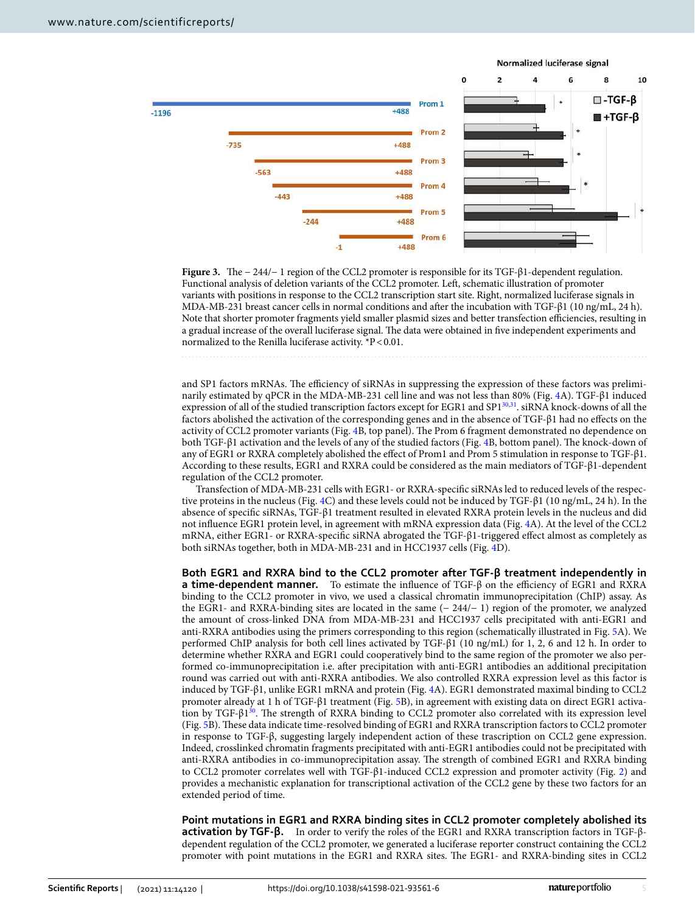**Figure 3.** The − 244/− 1 region of the CCL2 promoter is responsible for its TGF-β1-dependent regulation. Functional analysis of deletion variants of the CCL2 promoter. Left, schematic illustration of promoter variants with positions in response to the CCL2 transcription start site. Right, normalized luciferase signals in MDA-MB-231 breast cancer cells in normal conditions and after the incubation with TGF-β1 (10 ng/mL, 24 h). Note that shorter promoter fragments yield smaller plasmid sizes and better transfection efficiencies, resulting in a gradual increase of the overall luciferase signal. The data were obtained in five independent experiments and normalized to the Renilla luciferase activity. *P < 0.01.

and SP1 factors mRNAs. The efficiency of siRNAs in suppressing the expression of these factors was preliminarily estimated by qPCR in the MDA-MB-231 cell line and was not less than 80% (Fig. 4A). TGF-β1 induced expression of all of the studied transcription factors except for EGR1 and SP1[30,31]. siRNA knock-downs of all the factors abolished the activation of the corresponding genes and in the absence of TGF-β1 had no effects on the activity of CCL2 promoter variants (Fig. 4B, top panel). The Prom 6 fragment demonstrated no dependence on both TGF-β1 activation and the levels of any of the studied factors (Fig. 4B, bottom panel). The knock-down of any of EGR1 or RXRA completely abolished the effect of Prom1 and Prom 5 stimulation in response to TGF-β1. According to these results, EGR1 and RXRA could be considered as the main mediators of TGF-β1-dependent regulation of the CCL2 promoter.

Transfection of MDA-MB-231 cells with EGR1- or RXRA-specific siRNAs led to reduced levels of the respective proteins in the nucleus (Fig. 4C) and these levels could not be induced by TGF-β1 (10 ng/mL, 24 h). In the absence of specific siRNAs, TGF-β1 treatment resulted in elevated RXRA protein levels in the nucleus and did not influence EGR1 protein level, in agreement with mRNA expression data (Fig. 4A). At the level of the CCL2 mRNA, either EGR1- or RXRA-specific siRNA abrogated the TGF-β1-triggered effect almost as completely as both siRNAs together, both in MDA-MB-231 and in HCC1937 cells (Fig. 4D).

**Both EGR1 and RXRA bind to the CCL2 promoter after TGF-β treatment independently in a time-dependent manner.** To estimate the influence of TGF-β on the efficiency of EGR1 and RXRA binding to the CCL2 promoter in vivo, we used a classical chromatin immunoprecipitation (ChIP) assay. As the EGR1- and RXRA-binding sites are located in the same (− 244/− 1) region of the promoter, we analyzed the amount of cross-linked DNA from MDA-MB-231 and HCC1937 cells precipitated with anti-EGR1 and anti-RXRA antibodies using the primers corresponding to this region (schematically illustrated in Fig. 5A). We performed ChIP analysis for both cell lines activated by TGF-β1 (10 ng/mL) for 1, 2, 6 and 12 h. In order to determine whether RXRA and EGR1 could cooperatively bind to the same region of the promoter we also performed co-immunoprecipitation i.e. after precipitation with anti-EGR1 antibodies an additional precipitation round was carried out with anti-RXRA antibodies. We also controlled RXRA expression level as this factor is induced by TGF-β1, unlike EGR1 mRNA and protein (Fig. 4A). EGR1 demonstrated maximal binding to CCL2 promoter already at 1 h of TGF-β1 treatment (Fig. 5B), in agreement with existing data on direct EGR1 activation by TGF-β1[30]. The strength of RXRA binding to CCL2 promoter also correlated with its expression level (Fig. 5B). These data indicate time-resolved binding of EGR1 and RXRA transcription factors to CCL2 promoter in response to TGF-β, suggesting largely independent action of these transcription on CCL2 gene expression. Indeed, crosslinked chromatin fragments precipitated with anti-EGR1 antibodies could not be precipitated with anti-RXRA antibodies in co-immunoprecipitation assay. The strength of combined EGR1 and RXRA binding to CCL2 promoter correlates well with TGF-β1-induced CCL2 expression and promoter activity (Fig. 2) and provides a mechanistic explanation for transcriptional activation of the CCL2 gene by these two factors for an extended period of time.

**Point mutations in EGR1 and RXRA binding sites in CCL2 promoter completely abolished its activation by TGF-β.** In order to verify the roles of the EGR1 and RXRA transcription factors in TGF-β-dependent regulation of the CCL2 promoter, we generated a luciferase reporter construct containing the CCL2 promoter with point mutations in the EGR1 and RXRA sites. The EGR1- and RXRA-binding sites in CCL2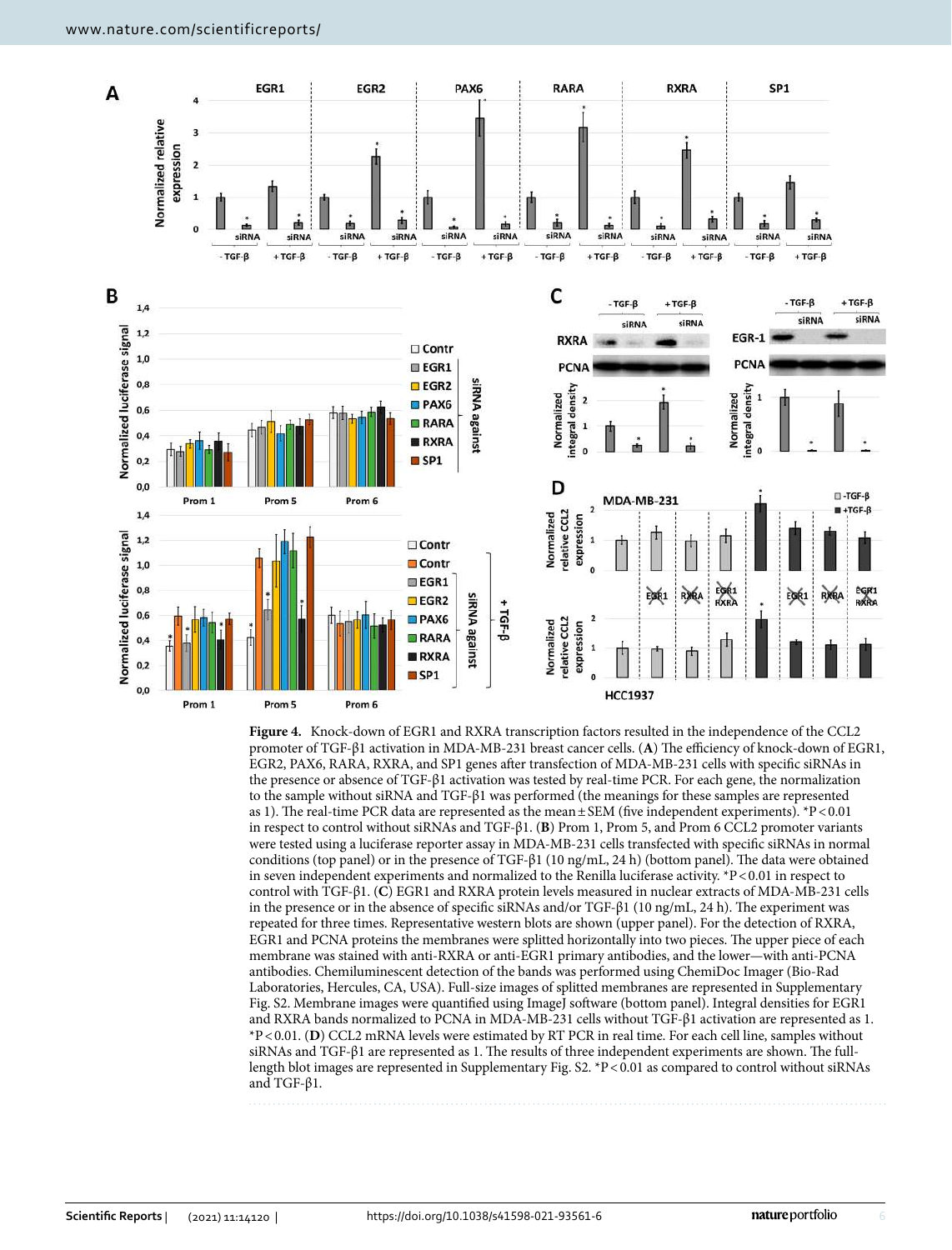**Figure 4.** Knock-down of EGR1 and RXRA transcription factors resulted in the independence of the CCL2 promoter of TGF-β1 activation in MDA-MB-231 breast cancer cells. (**A**) The efficiency of knock-down of EGR1, EGR2, PAX6, RARA, RXRA, and SP1 genes after transfection of MDA-MB-231 cells with specific siRNAs in the presence or absence of TGF-β1 activation was tested by real-time PCR. For each gene, the normalization to the sample without siRNA and TGF-β1 was performed (the meanings for these samples are represented as 1). The real-time PCR data are represented as the mean ± SEM (five independent experiments). *P < 0.01 in respect to control without siRNAs and TGF-β1. (**B**) Prom 1, Prom 5, and Prom 6 CCL2 promoter variants were tested using a luciferase reporter assay in MDA-MB-231 cells transfected with specific siRNAs in normal conditions (top panel) or in the presence of TGF-β1 (10 ng/mL, 24 h) (bottom panel). The data were obtained in seven independent experiments and normalized to the Renilla luciferase activity. *P < 0.01 in respect to control with TGF-β1. (**C**) EGR1 and RXRA protein levels measured in nuclear extracts of MDA-MB-231 cells in the presence or in the absence of specific siRNAs and/or TGF-β1 (10 ng/mL, 24 h). The experiment was repeated for three times. Representative western blots are shown (upper panel). For the detection of RXRA, EGR1 and PCNA proteins the membranes were splitted horizontally into two pieces. The upper piece of each membrane was stained with anti-RXRA or anti-EGR1 primary antibodies, and the lower—with anti-PCNA antibodies. Chemiluminescent detection of the bands was performed using ChemiDoc Imager (Bio-Rad Laboratories, Hercules, CA, USA). Full-size images of splitted membranes are represented in Supplementary Fig. S2. Membrane images were quantified using ImageJ software (bottom panel). Integral densities for EGR1 and RXRA bands normalized to PCNA in MDA-MB-231 cells without TGF-β1 activation are represented as 1. *P < 0.01. (**D**) CCL2 mRNA levels were estimated by RT PCR in real time. For each cell line, samples without siRNAs and TGF-β1 are represented as 1. The results of three independent experiments are shown. The full-length blot images are represented in Supplementary Fig. S2. *P < 0.01 as compared to control without siRNAs and TGF-β1.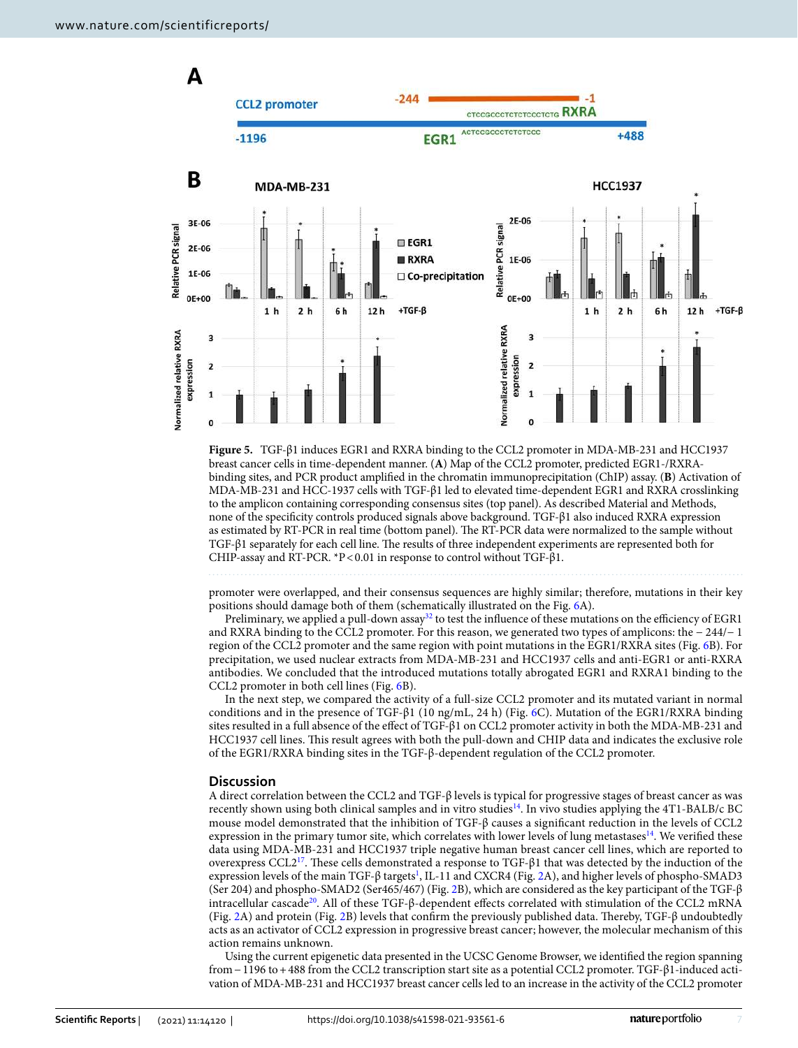**Figure 5.** TGF-β1 induces EGR1 and RXRA binding to the CCL2 promoter in MDA-MB-231 and HCC1937 breast cancer cells in time-dependent manner. (**A**) Map of the CCL2 promoter, predicted EGR1-/RXRA-binding sites, and PCR product amplified in the chromatin immunoprecipitation (ChIP) assay. (**B**) Activation of MDA-MB-231 and HCC-1937 cells with TGF-β1 led to elevated time-dependent EGR1 and RXRA crosslinking to the amplicon containing corresponding consensus sites (top panel). As described Material and Methods, none of the specificity controls produced signals above background. TGF-β1 also induced RXRA expression as estimated by RT-PCR in real time (bottom panel). The RT-PCR data were normalized to the sample without TGF-β1 separately for each cell line. The results of three independent experiments are represented both for CHIP-assay and RT-PCR. *P < 0.01 in response to control without TGF-β1.

promoter were overlapped, and their consensus sequences are highly similar; therefore, mutations in their key positions should damage both of them (schematically illustrated on the Fig. 6A).

Preliminary, we applied a pull-down assay[32] to test the influence of these mutations on the efficiency of EGR1 and RXRA binding to the CCL2 promoter. For this reason, we generated two types of amplicons: the − 244/− 1 region of the CCL2 promoter and the same region with point mutations in the EGR1/RXRA sites (Fig. 6B). For precipitation, we used nuclear extracts from MDA-MB-231 and HCC1937 cells and anti-EGR1 or anti-RXRA antibodies. We concluded that the introduced mutations totally abrogated EGR1 and RXRA1 binding to the CCL2 promoter in both cell lines (Fig. 6B).

In the next step, we compared the activity of a full-size CCL2 promoter and its mutated variant in normal conditions and in the presence of TGF-β1 (10 ng/mL, 24 h) (Fig. 6C). Mutation of the EGR1/RXRA binding sites resulted in a full absence of the effect of TGF-β1 on CCL2 promoter activity in both the MDA-MB-231 and HCC1937 cell lines. This result agrees with both the pull-down and CHIP data and indicates the exclusive role of the EGR1/RXRA binding sites in the TGF-β-dependent regulation of the CCL2 promoter.

## Discussion

A direct correlation between the CCL2 and TGF-β levels is typical for progressive stages of breast cancer as was recently shown using both clinical samples and in vitro studies[14]. In vivo studies applying the 4T1-BALB/c BC mouse model demonstrated that the inhibition of TGF-β causes a significant reduction in the levels of CCL2 expression in the primary tumor site, which correlates with lower levels of lung metastases[14]. We verified these data using MDA-MB-231 and HCC1937 triple negative human breast cancer cell lines, which are reported to overexpress CCL2[17]. These cells demonstrated a response to TGF-β1 that was detected by the induction of the expression levels of the main TGF-β targets[1], IL-11 and CXCR4 (Fig. 2A), and higher levels of phospho-SMAD3 (Ser 204) and phospho-SMAD2 (Ser465/467) (Fig. 2B), which are considered as the key participant of the TGF-β intracellular cascade[20]. All of these TGF-β-dependent effects correlated with stimulation of the CCL2 mRNA (Fig. 2A) and protein (Fig. 2B) levels that confirm the previously published data. Thereby, TGF-β undoubtedly acts as an activator of CCL2 expression in progressive breast cancer; however, the molecular mechanism of this action remains unknown.

Using the current epigenetic data presented in the UCSC Genome Browser, we identified the region spanning from − 1196 to + 488 from the CCL2 transcription start site as a potential CCL2 promoter. TGF-β1-induced activation of MDA-MB-231 and HCC1937 breast cancer cells led to an increase in the activity of the CCL2 promoter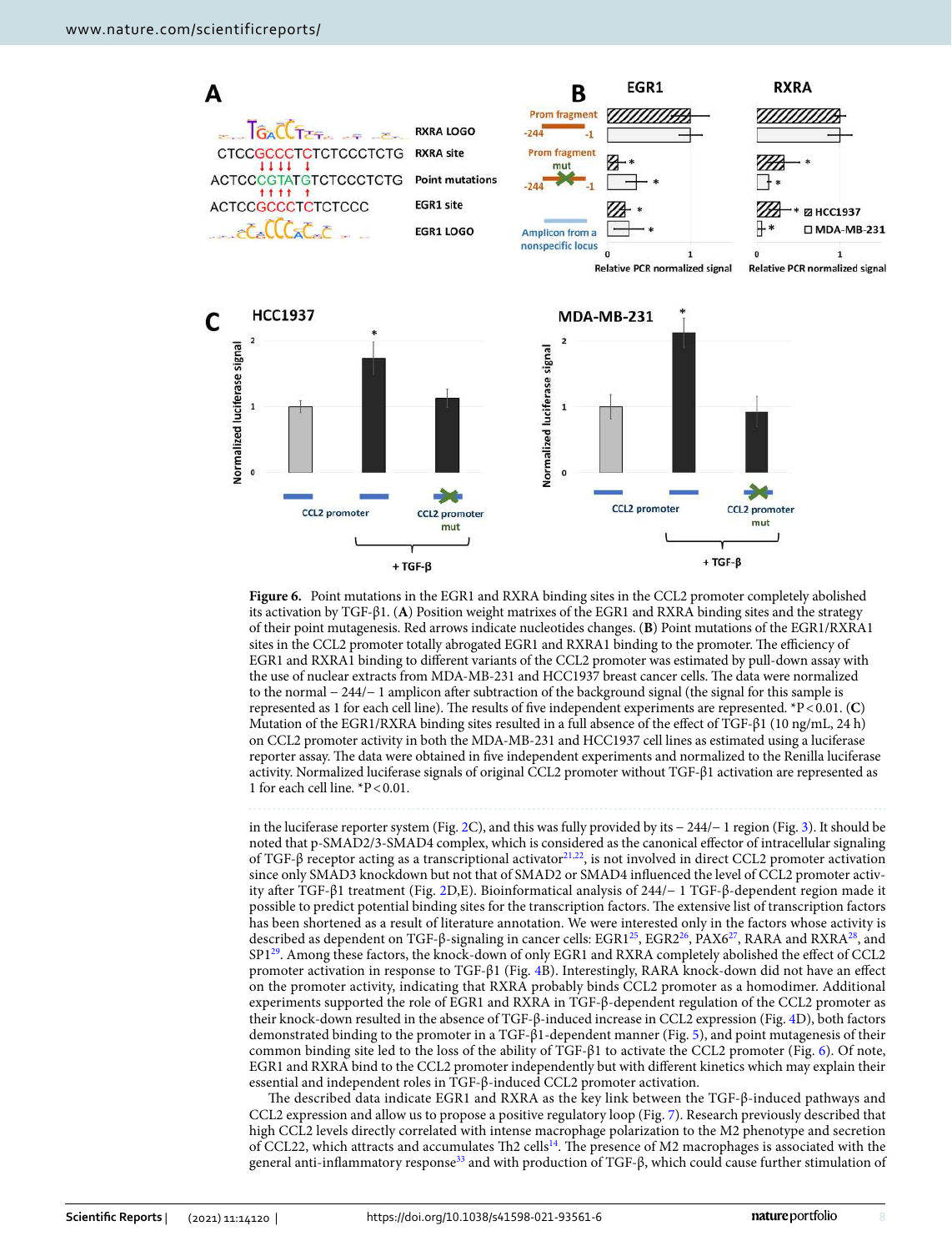**Figure 6.** Point mutations in the EGR1 and RXRA binding sites in the CCL2 promoter completely abolished its activation by TGF-β1. (**A**) Position weight matrixes of the EGR1 and RXRA binding sites and the strategy of their point mutagenesis. Red arrows indicate nucleotides changes. (**B**) Point mutations of the EGR1/RXRA1 sites in the CCL2 promoter totally abrogated EGR1 and RXRA1 binding to the promoter. The efficiency of EGR1 and RXRA1 binding to different variants of the CCL2 promoter was estimated by pull-down assay with the use of nuclear extracts from MDA-MB-231 and HCC1937 breast cancer cells. The data were normalized to the normal − 244/− 1 amplicon after subtraction of the background signal (the signal for this sample is represented as 1 for each cell line). The results of five independent experiments are represented. *$P<0.01$. (**C**) Mutation of the EGR1/RXRA binding sites resulted in a full absence of the effect of TGF-β1 (10 ng/mL, 24 h) on CCL2 promoter activity in both the MDA-MB-231 and HCC1937 cell lines as estimated using a luciferase reporter assay. The data were obtained in five independent experiments and normalized to the Renilla luciferase activity. Normalized luciferase signals of original CCL2 promoter without TGF-β1 activation are represented as 1 for each cell line. *$P<0.01$.

in the luciferase reporter system (Fig. 2C), and this was fully provided by its − 244/− 1 region (Fig. 3). It should be noted that p-SMAD2/3-SMAD4 complex, which is considered as the canonical effector of intracellular signaling of TGF-β receptor acting as a transcriptional activator[21,22], is not involved in direct CCL2 promoter activation since only SMAD3 knockdown but not that of SMAD2 or SMAD4 influenced the level of CCL2 promoter activity after TGF-β1 treatment (Fig. 2D,E). Bioinformatical analysis of 244/− 1 TGF-β-dependent region made it possible to predict potential binding sites for the transcription factors. The extensive list of transcription factors has been shortened as a result of literature annotation. We were interested only in the factors whose activity is described as dependent on TGF-β-signaling in cancer cells: EGR1[25], EGR2[26], PAX6[27], RARA and RXRA[28], and SP1[29]. Among these factors, the knock-down of only EGR1 and RXRA completely abolished the effect of CCL2 promoter activation in response to TGF-β1 (Fig. 4B). Interestingly, RARA knock-down did not have an effect on the promoter activity, indicating that RXRA probably binds CCL2 promoter as a homodimer. Additional experiments supported the role of EGR1 and RXRA in TGF-β-dependent regulation of the CCL2 promoter as their knock-down resulted in the absence of TGF-β-induced increase in CCL2 expression (Fig. 4D), both factors demonstrated binding to the promoter in a TGF-β1-dependent manner (Fig. 5), and point mutagenesis of their common binding site led to the loss of the ability of TGF-β1 to activate the CCL2 promoter (Fig. 6). Of note, EGR1 and RXRA bind to the CCL2 promoter independently but with different kinetics which may explain their essential and independent roles in TGF-β-induced CCL2 promoter activation.

The described data indicate EGR1 and RXRA as the key link between the TGF-β-induced pathways and CCL2 expression and allow us to propose a positive regulatory loop (Fig. 7). Research previously described that high CCL2 levels directly correlated with intense macrophage polarization to the M2 phenotype and secretion of CCL22, which attracts and accumulates Th2 cells[14]. The presence of M2 macrophages is associated with the general anti-inflammatory response[33] and with production of TGF-β, which could cause further stimulation of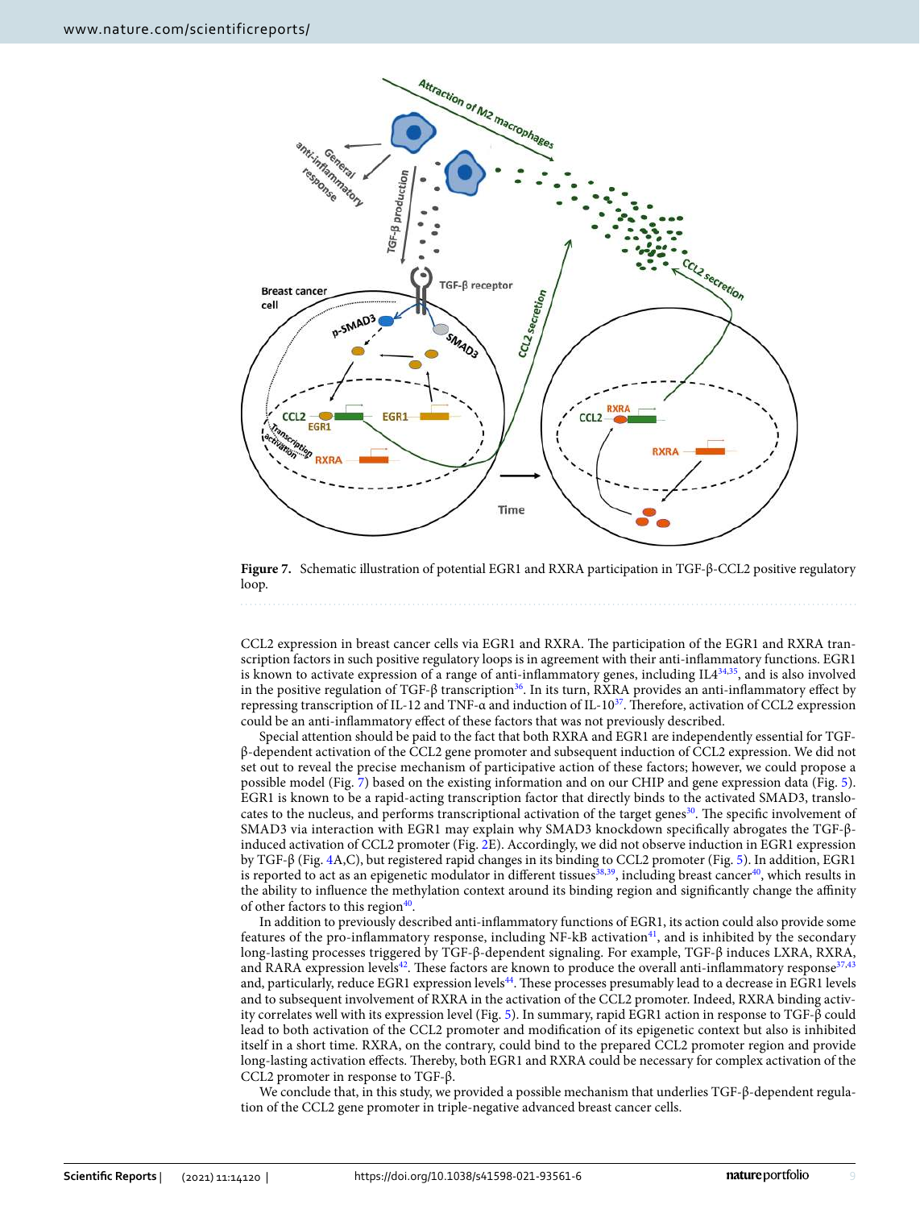**Figure 7.** Schematic illustration of potential EGR1 and RXRA participation in TGF-β-CCL2 positive regulatory loop.

CCL2 expression in breast cancer cells via EGR1 and RXRA. The participation of the EGR1 and RXRA transcription factors in such positive regulatory loops is in agreement with their anti-inflammatory functions. EGR1 is known to activate expression of a range of anti-inflammatory genes, including IL4[34,35], and is also involved in the positive regulation of TGF-β transcription[36]. In its turn, RXRA provides an anti-inflammatory effect by repressing transcription of IL-12 and TNF-α and induction of IL-10[37]. Therefore, activation of CCL2 expression could be an anti-inflammatory effect of these factors that was not previously described.

Special attention should be paid to the fact that both RXRA and EGR1 are independently essential for TGF-β-dependent activation of the CCL2 gene promoter and subsequent induction of CCL2 expression. We did not set out to reveal the precise mechanism of participative action of these factors; however, we could propose a possible model (Fig. 7) based on the existing information and on our CHIP and gene expression data (Fig. 5). EGR1 is known to be a rapid-acting transcription factor that directly binds to the activated SMAD3, translocates to the nucleus, and performs transcriptional activation of the target genes[30]. The specific involvement of SMAD3 via interaction with EGR1 may explain why SMAD3 knockdown specifically abrogates the TGF-β-induced activation of CCL2 promoter (Fig. 2E). Accordingly, we did not observe induction in EGR1 expression by TGF-β (Fig. 4A,C), but registered rapid changes in its binding to CCL2 promoter (Fig. 5). In addition, EGR1 is reported to act as an epigenetic modulator in different tissues[38,39], including breast cancer[40], which results in the ability to influence the methylation context around its binding region and significantly change the affinity of other factors to this region[40].

In addition to previously described anti-inflammatory functions of EGR1, its action could also provide some features of the pro-inflammatory response, including NF-kB activation[41], and is inhibited by the secondary long-lasting processes triggered by TGF-β-dependent signaling. For example, TGF-β induces LXRA, RXRA, and RARA expression levels[42]. These factors are known to produce the overall anti-inflammatory response[37,43] and, particularly, reduce EGR1 expression levels[44]. These processes presumably lead to a decrease in EGR1 levels and to subsequent involvement of RXRA in the activation of the CCL2 promoter. Indeed, RXRA binding activity correlates well with its expression level (Fig. 5). In summary, rapid EGR1 action in response to TGF-β could lead to both activation of the CCL2 promoter and modification of its epigenetic context but also is inhibited itself in a short time. RXRA, on the contrary, could bind to the prepared CCL2 promoter region and provide long-lasting activation effects. Thereby, both EGR1 and RXRA could be necessary for complex activation of the CCL2 promoter in response to TGF-β.

We conclude that, in this study, we provided a possible mechanism that underlies TGF-β-dependent regulation of the CCL2 gene promoter in triple-negative advanced breast cancer cells.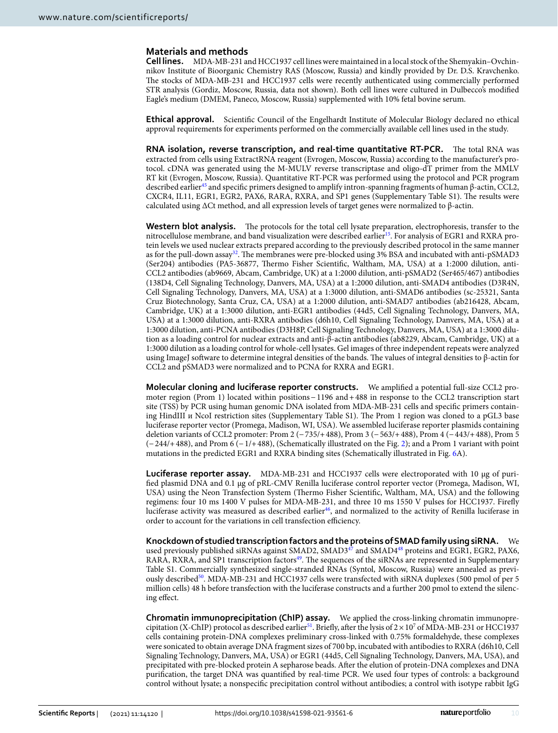## Materials and methods

**Cell lines.** MDA-MB-231 and HCC1937 cell lines were maintained in a local stock of the Shemyakin–Ovchinnikov Institute of Bioorganic Chemistry RAS (Moscow, Russia) and kindly provided by Dr. D.S. Kravchenko. The stocks of MDA-MB-231 and HCC1937 cells were recently authenticated using commercially performed STR analysis (Gordiz, Moscow, Russia, data not shown). Both cell lines were cultured in Dulbecco's modified Eagle's medium (DMEM, Paneco, Moscow, Russia) supplemented with 10% fetal bovine serum.

**Ethical approval.** Scientific Council of the Engelhardt Institute of Molecular Biology declared no ethical approval requirements for experiments performed on the commercially available cell lines used in the study.

**RNA isolation, reverse transcription, and real-time quantitative RT-PCR.** The total RNA was extracted from cells using ExtractRNA reagent (Evrogen, Moscow, Russia) according to the manufacturer's protocol. cDNA was generated using the M-MULV reverse transcriptase and oligo-dT primer from the MMLV RT kit (Evrogen, Moscow, Russia). Quantitative RT-PCR was performed using the protocol and PCR program described earlier[45] and specific primers designed to amplify intron-spanning fragments of human β-actin, CCL2, CXCR4, IL11, EGR1, EGR2, PAX6, RARA, RXRA, and SP1 genes (Supplementary Table S1). The results were calculated using ΔCt method, and all expression levels of target genes were normalized to β-actin.

**Western blot analysis.** The protocols for the total cell lysate preparation, electrophoresis, transfer to the nitrocellulose membrane, and band visualization were described earlier[15]. For analysis of EGR1 and RXRA protein levels we used nuclear extracts prepared according to the previously described protocol in the same manner as for the pull-down assay[32]. The membranes were pre-blocked using 3% BSA and incubated with anti-pSMAD3 (Ser204) antibodies (PA5-36877, Thermo Fisher Scientific, Waltham, MA, USA) at a 1:2000 dilution, anti-CCL2 antibodies (ab9669, Abcam, Cambridge, UK) at a 1:2000 dilution, anti-pSMAD2 (Ser465/467) antibodies (138D4, Cell Signaling Technology, Danvers, MA, USA) at a 1:2000 dilution, anti-SMAD4 antibodies (D3R4N, Cell Signaling Technology, Danvers, MA, USA) at a 1:3000 dilution, anti-SMAD6 antibodies (sc-25321, Santa Cruz Biotechnology, Santa Cruz, CA, USA) at a 1:2000 dilution, anti-SMAD7 antibodies (ab216428, Abcam, Cambridge, UK) at a 1:3000 dilution, anti-EGR1 antibodies (44d5, Cell Signaling Technology, Danvers, MA, USA) at a 1:3000 dilution, anti-RXRA antibodies (d6h10, Cell Signaling Technology, Danvers, MA, USA) at a 1:3000 dilution, anti-PCNA antibodies (D3H8P, Cell Signaling Technology, Danvers, MA, USA) at a 1:3000 dilution as a loading control for nuclear extracts and anti-β-actin antibodies (ab8229, Abcam, Cambridge, UK) at a 1:3000 dilution as a loading control for whole-cell lysates. Gel images of three independent repeats were analyzed using ImageJ software to determine integral densities of the bands. The values of integral densities to β-actin for CCL2 and pSMAD3 were normalized and to PCNA for RXRA and EGR1.

**Molecular cloning and luciferase reporter constructs.** We amplified a potential full-size CCL2 promoter region (Prom 1) located within positions −1196 and +488 in response to the CCL2 transcription start site (TSS) by PCR using human genomic DNA isolated from MDA-MB-231 cells and specific primers containing HindIII и NcoI restriction sites (Supplementary Table S1). The Prom 1 region was cloned to a pGL3 base luciferase reporter vector (Promega, Madison, WI, USA). We assembled luciferase reporter plasmids containing deletion variants of CCL2 promoter: Prom 2 (−735/+488), Prom 3 (−563/+488), Prom 4 (−443/+488), Prom 5 (−244/+488), and Prom 6 (−1/+488), (Schematically illustrated on the Fig. 2); and a Prom 1 variant with point mutations in the predicted EGR1 and RXRA binding sites (Schematically illustrated in Fig. 6A).

**Luciferase reporter assay.** MDA-MB-231 and HCC1937 cells were electroporated with 10 μg of purified plasmid DNA and 0.1 μg of pRL-CMV Renilla luciferase control reporter vector (Promega, Madison, WI, USA) using the Neon Transfection System (Thermo Fisher Scientific, Waltham, MA, USA) and the following regimens: four 10 ms 1400 V pulses for MDA-MB-231, and three 10 ms 1550 V pulses for HCC1937. Firefly luciferase activity was measured as described earlier[46], and normalized to the activity of Renilla luciferase in order to account for the variations in cell transfection efficiency.

**Knockdown of studied transcription factors and the proteins of SMAD family using siRNA.** We used previously published siRNAs against SMAD2, SMAD3[47] and SMAD4[48] proteins and EGR1, EGR2, PAX6, RARA, RXRA, and SP1 transcription factors[49]. The sequences of the siRNAs are represented in Supplementary Table S1. Commercially synthesized single-stranded RNAs (Syntol, Moscow, Russia) were annealed as previously described[50]. MDA-MB-231 and HCC1937 cells were transfected with siRNA duplexes (500 pmol of per 5 million cells) 48 h before transfection with the luciferase constructs and a further 200 pmol to extend the silencing effect.

**Chromatin immunoprecipitation (ChIP) assay.** We applied the cross-linking chromatin immunoprecipitation (X-ChIP) protocol as described earlier[51]. Briefly, after the lysis of $2 \times 10^7$ of MDA-MB-231 or HCC1937 cells containing protein-DNA complexes preliminary cross-linked with 0.75% formaldehyde, these complexes were sonicated to obtain average DNA fragment sizes of 700 bp, incubated with antibodies to RXRA (d6h10, Cell Signaling Technology, Danvers, MA, USA) or EGR1 (44d5, Cell Signaling Technology, Danvers, MA, USA), and precipitated with pre-blocked protein A sepharose beads. After the elution of protein-DNA complexes and DNA purification, the target DNA was quantified by real-time PCR. We used four types of controls: a background control without lysate; a nonspecific precipitation control without antibodies; a control with isotype rabbit IgG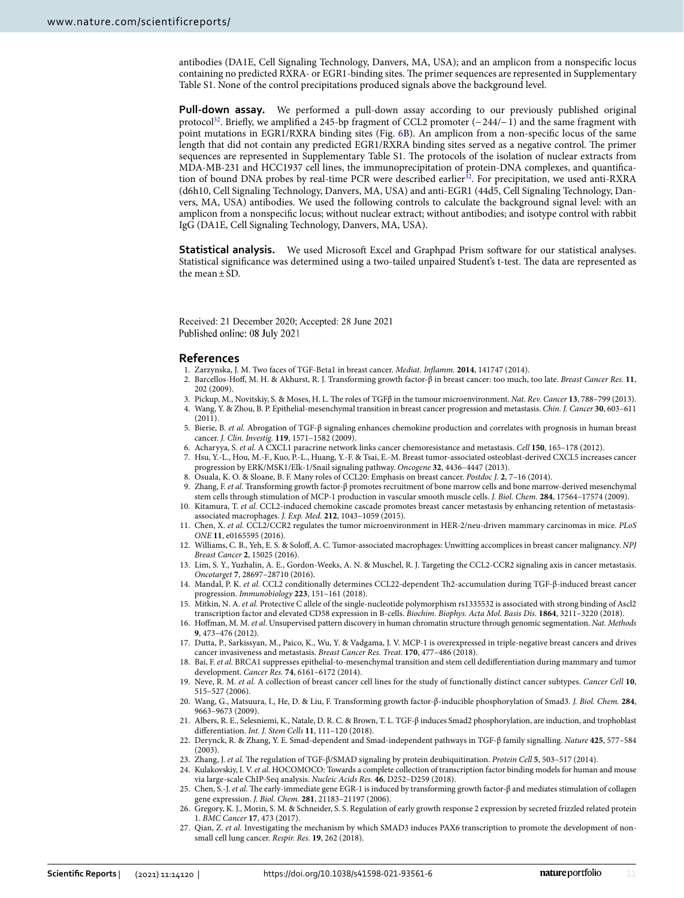antibodies (DA1E, Cell Signaling Technology, Danvers, MA, USA); and an amplicon from a nonspecific locus containing no predicted RXRA- or EGR1-binding sites. The primer sequences are represented in Supplementary Table S1. None of the control precipitations produced signals above the background level.

**Pull-down assay.** We performed a pull-down assay according to our previously published original protocol[32]. Briefly, we amplified a 245-bp fragment of CCL2 promoter (−244/−1) and the same fragment with point mutations in EGR1/RXRA binding sites (Fig. 6B). An amplicon from a non-specific locus of the same length that did not contain any predicted EGR1/RXRA binding sites served as a negative control. The primer sequences are represented in Supplementary Table S1. The protocols of the isolation of nuclear extracts from MDA-MB-231 and HCC1937 cell lines, the immunoprecipitation of protein-DNA complexes, and quantification of bound DNA probes by real-time PCR were described earlier[32]. For precipitation, we used anti-RXRA (d6h10, Cell Signaling Technology, Danvers, MA, USA) and anti-EGR1 (44d5, Cell Signaling Technology, Danvers, MA, USA) antibodies. We used the following controls to calculate the background signal level: with an amplicon from a nonspecific locus; without nuclear extract; without antibodies; and isotype control with rabbit IgG (DA1E, Cell Signaling Technology, Danvers, MA, USA).

**Statistical analysis.** We used Microsoft Excel and Graphpad Prism software for our statistical analyses. Statistical significance was determined using a two-tailed unpaired Student's t-test. The data are represented as the mean ± SD.

Received: 21 December 2020; Accepted: 28 June 2021
Published online: 08 July 2021

## References

1. Zarzynska, J. M. Two faces of TGF-Beta1 in breast cancer. *Mediat. Inflamm.* **2014**, 141747 (2014).
2. Barcellos-Hoff, M. H. & Akhurst, R. J. Transforming growth factor-β in breast cancer: too much, too late. *Breast Cancer Res.* **11**, 202 (2009).
3. Pickup, M., Novitskiy, S. & Moses, H. L. The roles of TGFβ in the tumour microenvironment. *Nat. Rev. Cancer* **13**, 788–799 (2013).
4. Wang, Y. & Zhou, B. P. Epithelial-mesenchymal transition in breast cancer progression and metastasis. *Chin. J. Cancer* **30**, 603–611 (2011).
5. Bierie, B. *et al.* Abrogation of TGF-β signaling enhances chemokine production and correlates with prognosis in human breast cancer. *J. Clin. Investig.* **119**, 1571–1582 (2009).
6. Acharyya, S. *et al.* A CXCL1 paracrine network links cancer chemoresistance and metastasis. *Cell* **150**, 165–178 (2012).
7. Hsu, Y.-L., Hou, M.-F., Kuo, P.-L., Huang, Y.-F. & Tsai, E.-M. Breast tumor-associated osteoblast-derived CXCL5 increases cancer progression by ERK/MSK1/Elk-1/Snail signaling pathway. *Oncogene* **32**, 4436–4447 (2013).
8. Osuala, K. O. & Sloane, B. F. Many roles of CCL20: Emphasis on breast cancer. *Postdoc J.* **2**, 7–16 (2014).
9. Zhang, F. *et al.* Transforming growth factor-β promotes recruitment of bone marrow cells and bone marrow-derived mesenchymal stem cells through stimulation of MCP-1 production in vascular smooth muscle cells. *J. Biol. Chem.* **284**, 17564–17574 (2009).
10. Kitamura, T. *et al.* CCL2-induced chemokine cascade promotes breast cancer metastasis by enhancing retention of metastasis-associated macrophages. *J. Exp. Med.* **212**, 1043–1059 (2015).
11. Chen, X. *et al.* CCL2/CCR2 regulates the tumor microenvironment in HER-2/neu-driven mammary carcinomas in mice. *PLoS ONE* **11**, e0165595 (2016).
12. Williams, C. B., Yeh, E. S. & Soloff, A. C. Tumor-associated macrophages: Unwitting accomplices in breast cancer malignancy. *NPJ Breast Cancer* **2**, 15025 (2016).
13. Lim, S. Y., Yuzhalin, A. E., Gordon-Weeks, A. N. & Muschel, R. J. Targeting the CCL2-CCR2 signaling axis in cancer metastasis. *Oncotarget* **7**, 28697–28710 (2016).
14. Mandal, P. K. *et al.* CCL2 conditionally determines CCL22-dependent Th2-accumulation during TGF-β-induced breast cancer progression. *Immunobiology* **223**, 151–161 (2018).
15. Mitkin, N. A. *et al.* Protective C allele of the single-nucleotide polymorphism rs1335532 is associated with strong binding of Ascl2 transcription factor and elevated CD58 expression in B-cells. *Biochim. Biophys. Acta Mol. Basis Dis.* **1864**, 3211–3220 (2018).
16. Hoffman, M. M. *et al.* Unsupervised pattern discovery in human chromatin structure through genomic segmentation. *Nat. Methods* **9**, 473–476 (2012).
17. Dutta, P., Sarkissyan, M., Paico, K., Wu, Y. & Vadgama, J. V. MCP-1 is overexpressed in triple-negative breast cancers and drives cancer invasiveness and metastasis. *Breast Cancer Res. Treat.* **170**, 477–486 (2018).
18. Bai, F. *et al.* BRCA1 suppresses epithelial-to-mesenchymal transition and stem cell dedifferentiation during mammary and tumor development. *Cancer Res.* **74**, 6161–6172 (2014).
19. Neve, R. M. *et al.* A collection of breast cancer cell lines for the study of functionally distinct cancer subtypes. *Cancer Cell* **10**, 515–527 (2006).
20. Wang, G., Matsuura, I., He, D. & Liu, F. Transforming growth factor-β-inducible phosphorylation of Smad3. *J. Biol. Chem.* **284**, 9663–9673 (2009).
21. Albers, R. E., Selesniemi, K., Natale, D. R. C. & Brown, T. L. TGF-β induces Smad2 phosphorylation, are induction, and trophoblast differentiation. *Int. J. Stem Cells* **11**, 111–120 (2018).
22. Derynck, R. & Zhang, Y. E. Smad-dependent and Smad-independent pathways in TGF-β family signalling. *Nature* **425**, 577–584 (2003).
23. Zhang, J. *et al.* The regulation of TGF-β/SMAD signaling by protein deubiquitination. *Protein Cell* **5**, 503–517 (2014).
24. Kulakovskiy, I. V. *et al.* HOCOMOCO: Towards a complete collection of transcription factor binding models for human and mouse via large-scale ChIP-Seq analysis. *Nucleic Acids Res.* **46**, D252–D259 (2018).
25. Chen, S.-J. *et al.* The early-immediate gene EGR-1 is induced by transforming growth factor-β and mediates stimulation of collagen gene expression. *J. Biol. Chem.* **281**, 21183–21197 (2006).
26. Gregory, K. J., Morin, S. M. & Schneider, S. S. Regulation of early growth response 2 expression by secreted frizzled related protein 1. *BMC Cancer* **17**, 473 (2017).
27. Qian, Z. *et al.* Investigating the mechanism by which SMAD3 induces PAX6 transcription to promote the development of non-small cell lung cancer. *Respir. Res.* **19**, 262 (2018).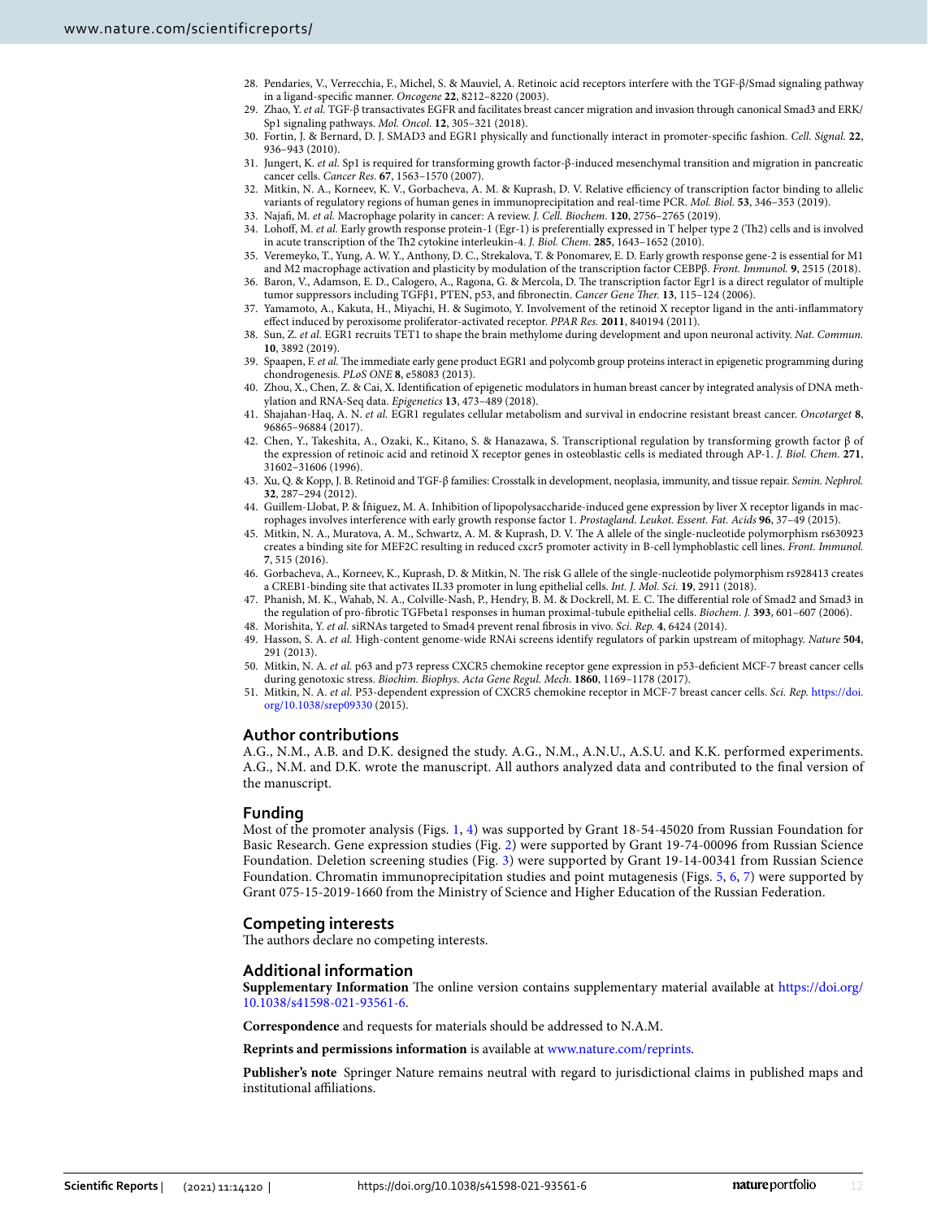28. Pendaries, V., Verrecchia, F., Michel, S. & Mauviel, A. Retinoic acid receptors interfere with the TGF-β/Smad signaling pathway in a ligand-specific manner. *Oncogene* **22**, 8212–8220 (2003).
29. Zhao, Y. *et al.* TGF-β transactivates EGFR and facilitates breast cancer migration and invasion through canonical Smad3 and ERK/Sp1 signaling pathways. *Mol. Oncol.* **12**, 305–321 (2018).
30. Fortin, J. & Bernard, D. J. SMAD3 and EGR1 physically and functionally interact in promoter-specific fashion. *Cell. Signal.* **22**, 936–943 (2010).
31. Jungert, K. *et al.* Sp1 is required for transforming growth factor-β-induced mesenchymal transition and migration in pancreatic cancer cells. *Cancer Res.* **67**, 1563–1570 (2007).
32. Mitkin, N. A., Korneev, K. V., Gorbacheva, A. M. & Kuprash, D. V. Relative efficiency of transcription factor binding to allelic variants of regulatory regions of human genes in immunoprecipitation and real-time PCR. *Mol. Biol.* **53**, 346–353 (2019).
33. Najafi, M. *et al.* Macrophage polarity in cancer: A review. *J. Cell. Biochem.* **120**, 2756–2765 (2019).
34. Lohoff, M. *et al.* Early growth response protein-1 (Egr-1) is preferentially expressed in T helper type 2 (Th2) cells and is involved in acute transcription of the Th2 cytokine interleukin-4. *J. Biol. Chem.* **285**, 1643–1652 (2010).
35. Veremeyko, T., Yung, A. W. Y., Anthony, D. C., Strekalova, T. & Ponomarev, E. D. Early growth response gene-2 is essential for M1 and M2 macrophage activation and plasticity by modulation of the transcription factor CEBPβ. *Front. Immunol.* **9**, 2515 (2018).
36. Baron, V., Adamson, E. D., Calogero, A., Ragona, G. & Mercola, D. The transcription factor Egr1 is a direct regulator of multiple tumor suppressors including TGFβ1, PTEN, p53, and fibronectin. *Cancer Gene Ther.* **13**, 115–124 (2006).
37. Yamamoto, A., Kakuta, H., Miyachi, H. & Sugimoto, Y. Involvement of the retinoid X receptor ligand in the anti-inflammatory effect induced by peroxisome proliferator-activated receptor. *PPAR Res.* **2011**, 840194 (2011).
38. Sun, Z. *et al.* EGR1 recruits TET1 to shape the brain methylome during development and upon neuronal activity. *Nat. Commun.* **10**, 3892 (2019).
39. Spaapen, F. *et al.* The immediate early gene product EGR1 and polycomb group proteins interact in epigenetic programming during chondrogenesis. *PLoS ONE* **8**, e58083 (2013).
40. Zhou, X., Chen, Z. & Cai, X. Identification of epigenetic modulators in human breast cancer by integrated analysis of DNA methylation and RNA-Seq data. *Epigenetics* **13**, 473–489 (2018).
41. Shajahan-Haq, A. N. *et al.* EGR1 regulates cellular metabolism and survival in endocrine resistant breast cancer. *Oncotarget* **8**, 96865–96884 (2017).
42. Chen, Y., Takeshita, A., Ozaki, K., Kitano, S. & Hanazawa, S. Transcriptional regulation by transforming growth factor β of the expression of retinoic acid and retinoid X receptor genes in osteoblastic cells is mediated through AP-1. *J. Biol. Chem.* **271**, 31602–31606 (1996).
43. Xu, Q. & Kopp, J. B. Retinoid and TGF-β families: Crosstalk in development, neoplasia, immunity, and tissue repair. *Semin. Nephrol.* **32**, 287–294 (2012).
44. Guillem-Llobat, P. & Íñiguez, M. A. Inhibition of lipopolysaccharide-induced gene expression by liver X receptor ligands in macrophages involves interference with early growth response factor 1. *Prostagland. Leukot. Essent. Fat. Acids* **96**, 37–49 (2015).
45. Mitkin, N. A., Muratova, A. M., Schwartz, A. M. & Kuprash, D. V. The A allele of the single-nucleotide polymorphism rs630923 creates a binding site for MEF2C resulting in reduced cxcr5 promoter activity in B-cell lymphoblastic cell lines. *Front. Immunol.* **7**, 515 (2016).
46. Gorbacheva, A., Korneev, K., Kuprash, D. & Mitkin, N. The risk G allele of the single-nucleotide polymorphism rs928413 creates a CREB1-binding site that activates IL33 promoter in lung epithelial cells. *Int. J. Mol. Sci.* **19**, 2911 (2018).
47. Phanish, M. K., Wahab, N. A., Colville-Nash, P., Hendry, B. M. & Dockrell, M. E. C. The differential role of Smad2 and Smad3 in the regulation of pro-fibrotic TGFbeta1 responses in human proximal-tubule epithelial cells. *Biochem. J.* **393**, 601–607 (2006).
48. Morishita, Y. *et al.* siRNAs targeted to Smad4 prevent renal fibrosis in vivo. *Sci. Rep.* **4**, 6424 (2014).
49. Hasson, S. A. *et al.* High-content genome-wide RNAi screens identify regulators of parkin upstream of mitophagy. *Nature* **504**, 291 (2013).
50. Mitkin, N. A. *et al.* p63 and p73 repress CXCR5 chemokine receptor gene expression in p53-deficient MCF-7 breast cancer cells during genotoxic stress. *Biochim. Biophys. Acta Gene Regul. Mech.* **1860**, 1169–1178 (2017).
51. Mitkin, N. A. *et al.* P53-dependent expression of CXCR5 chemokine receptor in MCF-7 breast cancer cells. *Sci. Rep.* https://doi.org/10.1038/srep09330 (2015).

## Author contributions

A.G., N.M., A.B. and D.K. designed the study. A.G., N.M., A.N.U., A.S.U. and K.K. performed experiments. A.G., N.M. and D.K. wrote the manuscript. All authors analyzed data and contributed to the final version of the manuscript.

## Funding

Most of the promoter analysis (Figs. 1, 4) was supported by Grant 18-54-45020 from Russian Foundation for Basic Research. Gene expression studies (Fig. 2) were supported by Grant 19-74-00096 from Russian Science Foundation. Deletion screening studies (Fig. 3) were supported by Grant 19-14-00341 from Russian Science Foundation. Chromatin immunoprecipitation studies and point mutagenesis (Figs. 5, 6, 7) were supported by Grant 075-15-2019-1660 from the Ministry of Science and Higher Education of the Russian Federation.

## Competing interests

The authors declare no competing interests.

## Additional information

**Supplementary Information** The online version contains supplementary material available at https://doi.org/10.1038/s41598-021-93561-6.

**Correspondence** and requests for materials should be addressed to N.A.M.

**Reprints and permissions information** is available at www.nature.com/reprints.

**Publisher's note** Springer Nature remains neutral with regard to jurisdictional claims in published maps and institutional affiliations.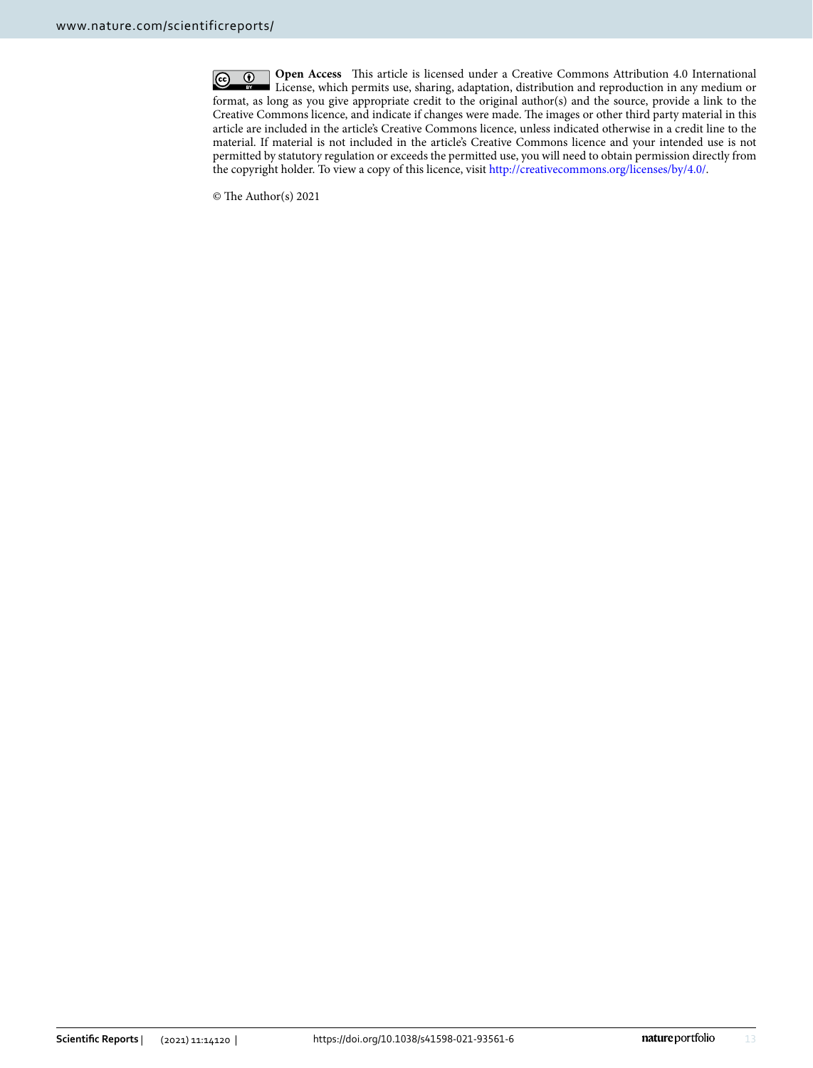**Open Access** This article is licensed under a Creative Commons Attribution 4.0 International License, which permits use, sharing, adaptation, distribution and reproduction in any medium or format, as long as you give appropriate credit to the original author(s) and the source, provide a link to the Creative Commons licence, and indicate if changes were made. The images or other third party material in this article are included in the article's Creative Commons licence, unless indicated otherwise in a credit line to the material. If material is not included in the article's Creative Commons licence and your intended use is not permitted by statutory regulation or exceeds the permitted use, you will need to obtain permission directly from the copyright holder. To view a copy of this licence, visit http://creativecommons.org/licenses/by/4.0/.

© The Author(s) 2021